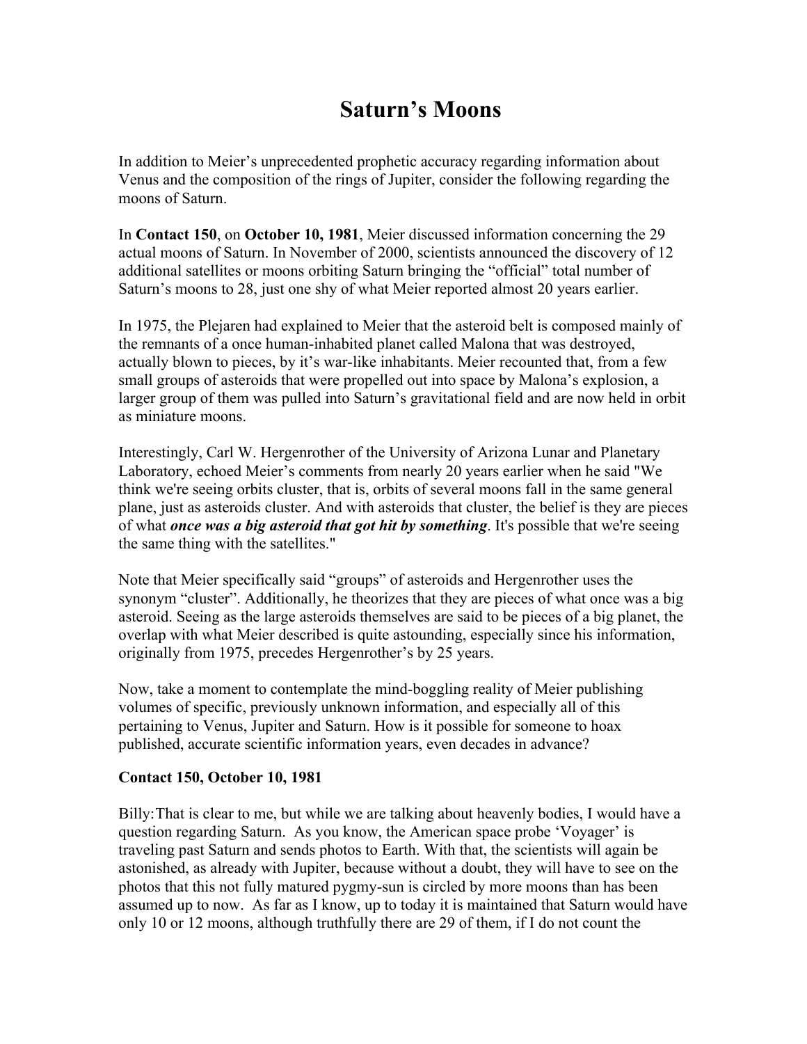# Saturn's Moons

In addition to Meier's unprecedented prophetic accuracy regarding information about Venus and the composition of the rings of Jupiter, consider the following regarding the moons of Saturn.

In **Contact 150**, on **October 10, 1981**, Meier discussed information concerning the 29 actual moons of Saturn. In November of 2000, scientists announced the discovery of 12 additional satellites or moons orbiting Saturn bringing the "official" total number of Saturn's moons to 28, just one shy of what Meier reported almost 20 years earlier.

In 1975, the Plejaren had explained to Meier that the asteroid belt is composed mainly of the remnants of a once human-inhabited planet called Malona that was destroyed, actually blown to pieces, by it's war-like inhabitants. Meier recounted that, from a few small groups of asteroids that were propelled out into space by Malona's explosion, a larger group of them was pulled into Saturn's gravitational field and are now held in orbit as miniature moons.

Interestingly, Carl W. Hergenrother of the University of Arizona Lunar and Planetary Laboratory, echoed Meier's comments from nearly 20 years earlier when he said "We think we're seeing orbits cluster, that is, orbits of several moons fall in the same general plane, just as asteroids cluster. And with asteroids that cluster, the belief is they are pieces of what ***once was a big asteroid that got hit by something***. It's possible that we're seeing the same thing with the satellites."

Note that Meier specifically said "groups" of asteroids and Hergenrother uses the synonym "cluster". Additionally, he theorizes that they are pieces of what once was a big asteroid. Seeing as the large asteroids themselves are said to be pieces of a big planet, the overlap with what Meier described is quite astounding, especially since his information, originally from 1975, precedes Hergenrother's by 25 years.

Now, take a moment to contemplate the mind-boggling reality of Meier publishing volumes of specific, previously unknown information, and especially all of this pertaining to Venus, Jupiter and Saturn. How is it possible for someone to hoax published, accurate scientific information years, even decades in advance?

**Contact 150, October 10, 1981**

Billy:That is clear to me, but while we are talking about heavenly bodies, I would have a question regarding Saturn. As you know, the American space probe 'Voyager' is traveling past Saturn and sends photos to Earth. With that, the scientists will again be astonished, as already with Jupiter, because without a doubt, they will have to see on the photos that this not fully matured pygmy-sun is circled by more moons than has been assumed up to now. As far as I know, up to today it is maintained that Saturn would have only 10 or 12 moons, although truthfully there are 29 of them, if I do not count the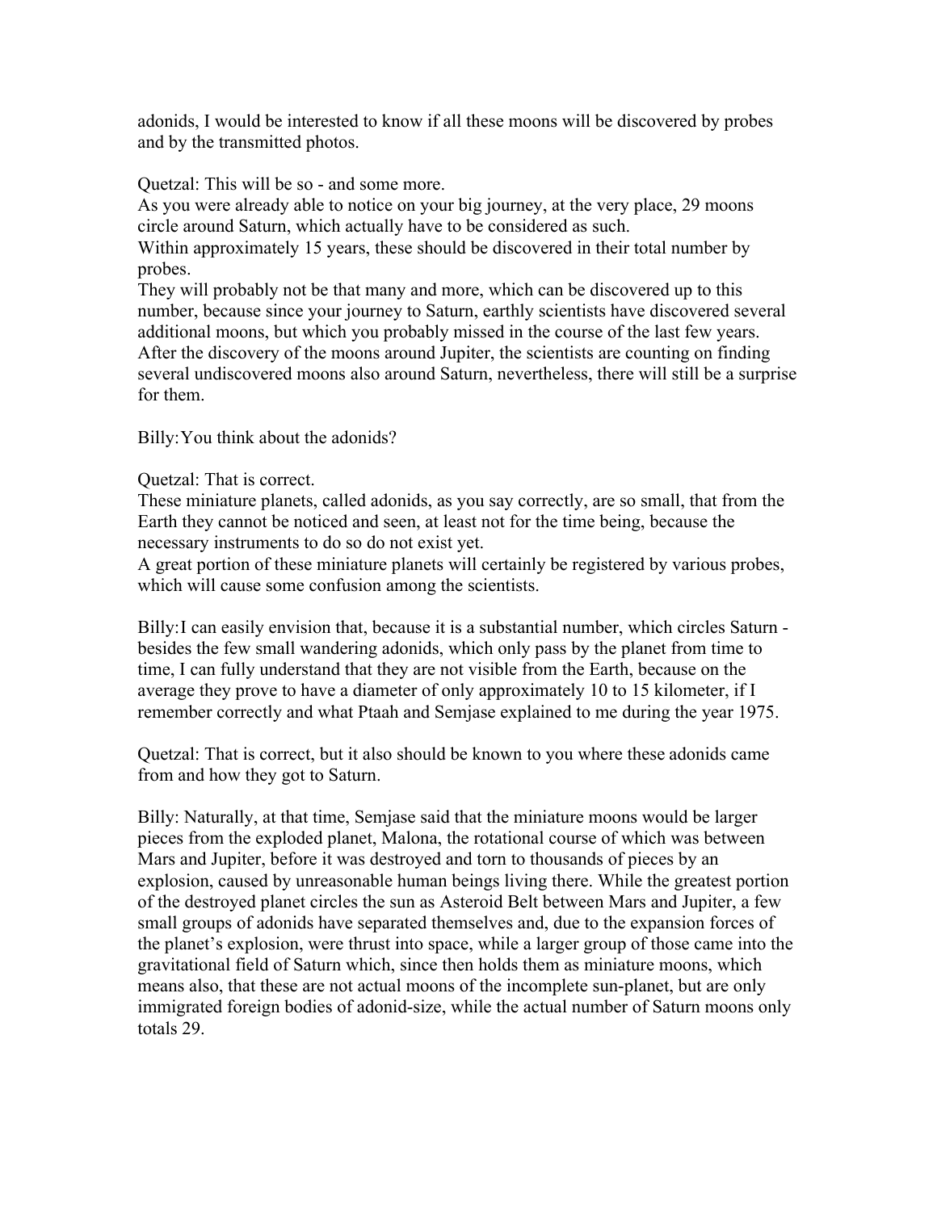adonids, I would be interested to know if all these moons will be discovered by probes and by the transmitted photos.

Quetzal: This will be so - and some more.
As you were already able to notice on your big journey, at the very place, 29 moons circle around Saturn, which actually have to be considered as such.
Within approximately 15 years, these should be discovered in their total number by probes.
They will probably not be that many and more, which can be discovered up to this number, because since your journey to Saturn, earthly scientists have discovered several additional moons, but which you probably missed in the course of the last few years.
After the discovery of the moons around Jupiter, the scientists are counting on finding several undiscovered moons also around Saturn, nevertheless, there will still be a surprise for them.

Billy:You think about the adonids?

Quetzal: That is correct.
These miniature planets, called adonids, as you say correctly, are so small, that from the Earth they cannot be noticed and seen, at least not for the time being, because the necessary instruments to do so do not exist yet.
A great portion of these miniature planets will certainly be registered by various probes, which will cause some confusion among the scientists.

Billy:I can easily envision that, because it is a substantial number, which circles Saturn - besides the few small wandering adonids, which only pass by the planet from time to time, I can fully understand that they are not visible from the Earth, because on the average they prove to have a diameter of only approximately 10 to 15 kilometer, if I remember correctly and what Ptaah and Semjase explained to me during the year 1975.

Quetzal: That is correct, but it also should be known to you where these adonids came from and how they got to Saturn.

Billy: Naturally, at that time, Semjase said that the miniature moons would be larger pieces from the exploded planet, Malona, the rotational course of which was between Mars and Jupiter, before it was destroyed and torn to thousands of pieces by an explosion, caused by unreasonable human beings living there. While the greatest portion of the destroyed planet circles the sun as Asteroid Belt between Mars and Jupiter, a few small groups of adonids have separated themselves and, due to the expansion forces of the planet's explosion, were thrust into space, while a larger group of those came into the gravitational field of Saturn which, since then holds them as miniature moons, which means also, that these are not actual moons of the incomplete sun-planet, but are only immigrated foreign bodies of adonid-size, while the actual number of Saturn moons only totals 29.